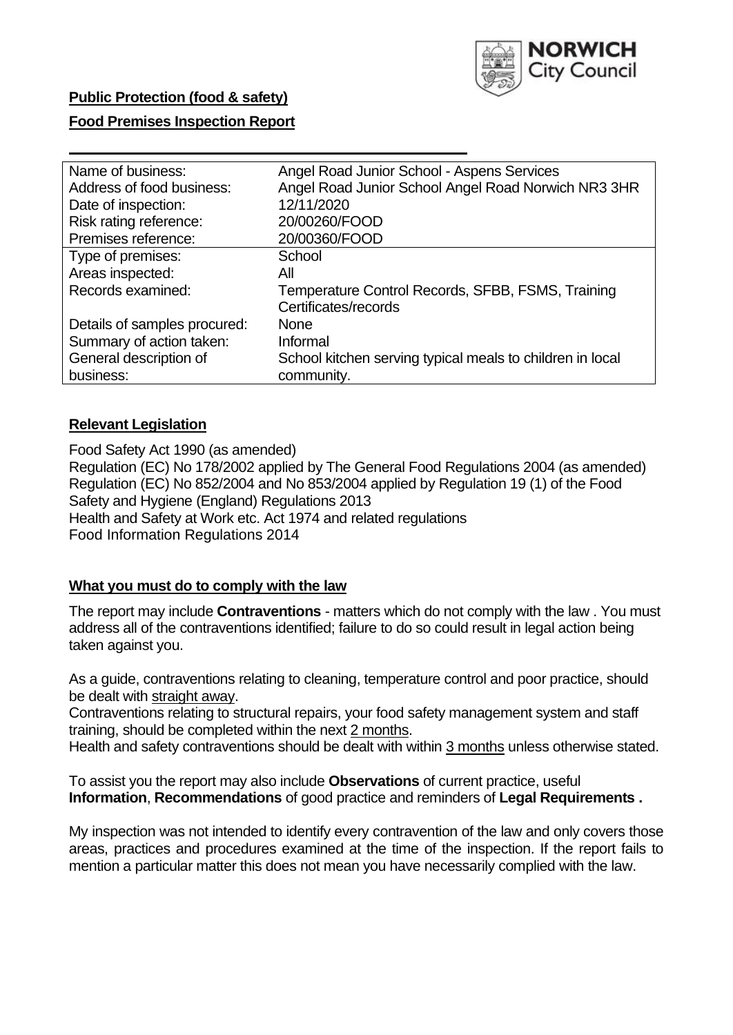**Public Protection (food & safety)**

**Food Premises Inspection Report**

| Name of business: | Angel Road Junior School - Aspens Services |
| --- | --- |
| Address of food business: | Angel Road Junior School Angel Road Norwich NR3 3HR |
| Date of inspection: | 12/11/2020 |
| Risk rating reference: | 20/00260/FOOD |
| Premises reference: | 20/00360/FOOD |
| Type of premises: | School |
| Areas inspected: | All |
| Records examined: | Temperature Control Records, SFBB, FSMS, Training Certificates/records |
| Details of samples procured: | None |
| Summary of action taken: | Informal |
| General description of business: | School kitchen serving typical meals to children in local community. |

## Relevant Legislation

Food Safety Act 1990 (as amended)
Regulation (EC) No 178/2002 applied by The General Food Regulations 2004 (as amended)
Regulation (EC) No 852/2004 and No 853/2004 applied by Regulation 19 (1) of the Food Safety and Hygiene (England) Regulations 2013
Health and Safety at Work etc. Act 1974 and related regulations
Food Information Regulations 2014

## What you must do to comply with the law

The report may include **Contraventions** - matters which do not comply with the law . You must address all of the contraventions identified; failure to do so could result in legal action being taken against you.

As a guide, contraventions relating to cleaning, temperature control and poor practice, should be dealt with straight away.
Contraventions relating to structural repairs, your food safety management system and staff training, should be completed within the next 2 months.
Health and safety contraventions should be dealt with within 3 months unless otherwise stated.

To assist you the report may also include **Observations** of current practice, useful **Information**, **Recommendations** of good practice and reminders of **Legal Requirements .**

My inspection was not intended to identify every contravention of the law and only covers those areas, practices and procedures examined at the time of the inspection. If the report fails to mention a particular matter this does not mean you have necessarily complied with the law.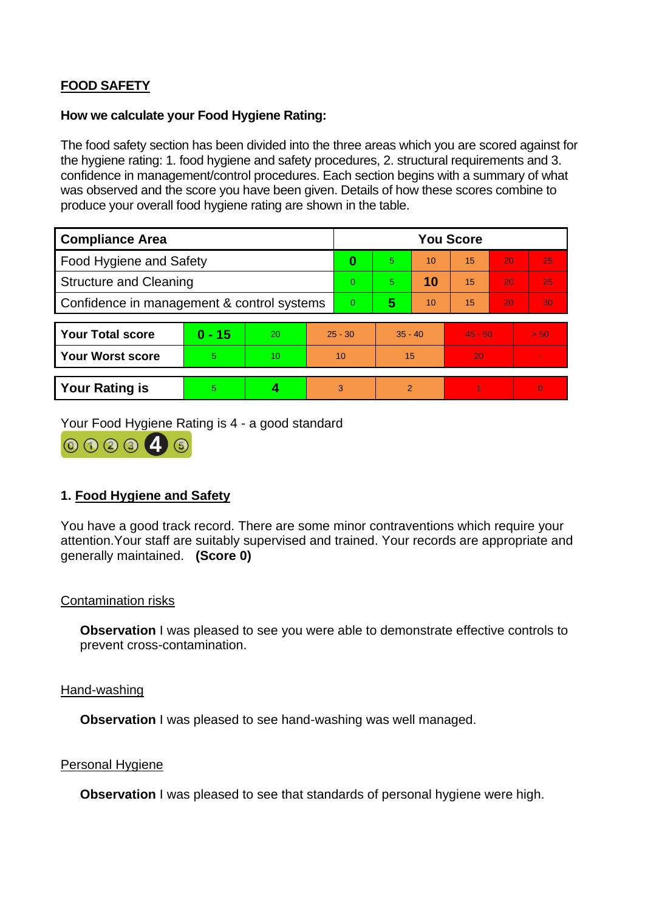**FOOD SAFETY**

**How we calculate your Food Hygiene Rating:**

The food safety section has been divided into the three areas which you are scored against for the hygiene rating: 1. food hygiene and safety procedures, 2. structural requirements and 3. confidence in management/control procedures. Each section begins with a summary of what was observed and the score you have been given. Details of how these scores combine to produce your overall food hygiene rating are shown in the table.

| Compliance Area | You Score | | | | | |
|---|---|---|---|---|---|---|
| Food Hygiene and Safety | **0** | 5 | 10 | 15 | 20 | 25 |
| Structure and Cleaning | 0 | 5 | **10** | 15 | 20 | 25 |
| Confidence in management & control systems | 0 | **5** | 10 | 15 | 20 | 30 |

| | | | | | | |
|---|---|---|---|---|---|---|
| **Your Total score** | **0 - 15** | 20 | 25 - 30 | 35 - 40 | 45 - 50 | > 50 |
| **Your Worst score** | 5 | 10 | 10 | 15 | 20 | - |

| | | | | | | |
|---|---|---|---|---|---|---|
| **Your Rating is** | 5 | **4** | 3 | 2 | 1 | 0 |

Your Food Hygiene Rating is 4 - a good standard

## 1. Food Hygiene and Safety

You have a good track record. There are some minor contraventions which require your attention.Your staff are suitably supervised and trained. Your records are appropriate and generally maintained. **(Score 0)**

### Contamination risks

**Observation** I was pleased to see you were able to demonstrate effective controls to prevent cross-contamination.

### Hand-washing

**Observation** I was pleased to see hand-washing was well managed.

### Personal Hygiene

**Observation** I was pleased to see that standards of personal hygiene were high.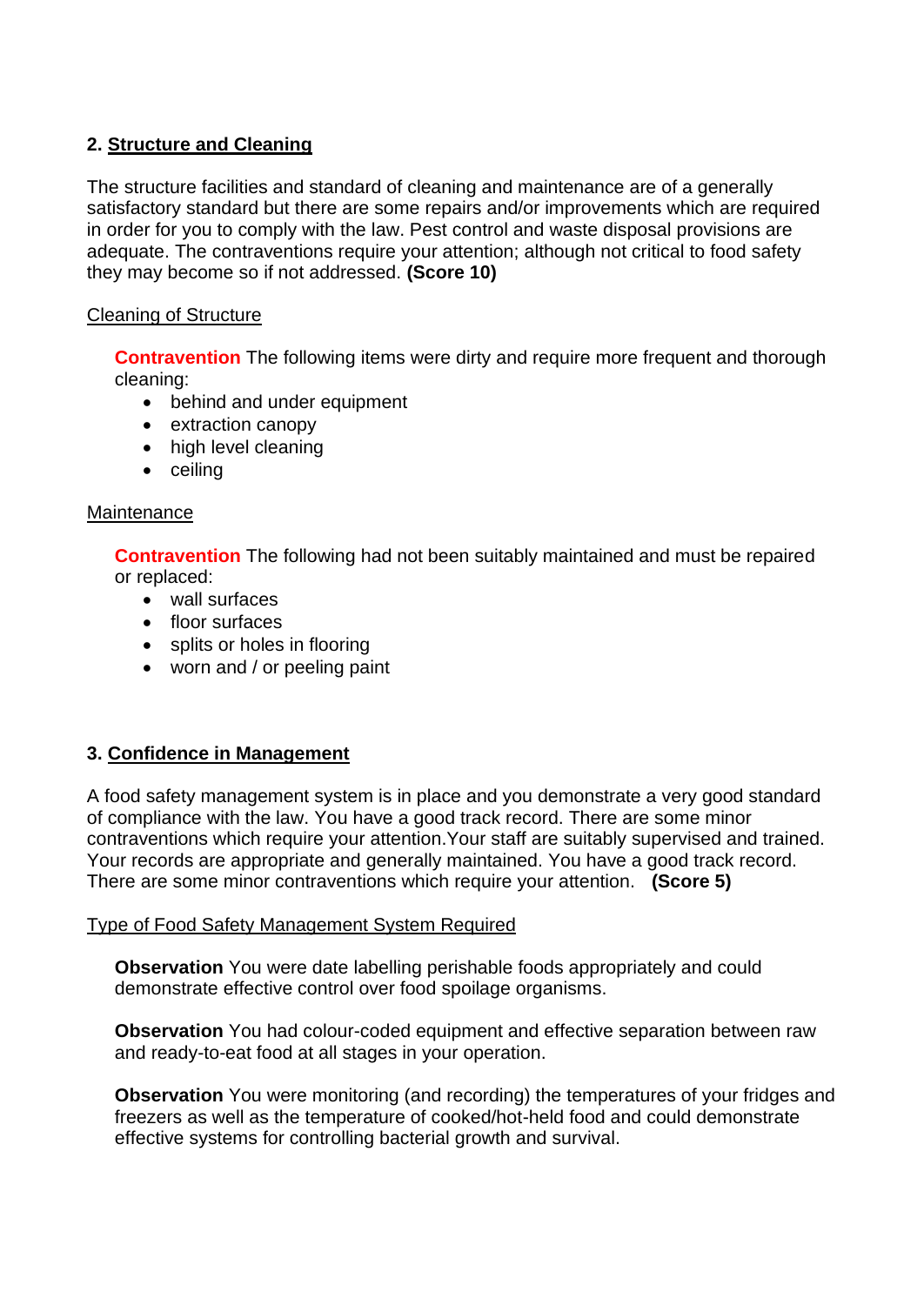## 2. Structure and Cleaning

The structure facilities and standard of cleaning and maintenance are of a generally satisfactory standard but there are some repairs and/or improvements which are required in order for you to comply with the law. Pest control and waste disposal provisions are adequate. The contraventions require your attention; although not critical to food safety they may become so if not addressed. **(Score 10)**

### Cleaning of Structure

**Contravention** The following items were dirty and require more frequent and thorough cleaning:

- behind and under equipment
- extraction canopy
- high level cleaning
- ceiling

### Maintenance

**Contravention** The following had not been suitably maintained and must be repaired or replaced:

- wall surfaces
- floor surfaces
- splits or holes in flooring
- worn and / or peeling paint

## 3. Confidence in Management

A food safety management system is in place and you demonstrate a very good standard of compliance with the law. You have a good track record. There are some minor contraventions which require your attention.Your staff are suitably supervised and trained. Your records are appropriate and generally maintained. You have a good track record. There are some minor contraventions which require your attention. **(Score 5)**

### Type of Food Safety Management System Required

**Observation** You were date labelling perishable foods appropriately and could demonstrate effective control over food spoilage organisms.

**Observation** You had colour-coded equipment and effective separation between raw and ready-to-eat food at all stages in your operation.

**Observation** You were monitoring (and recording) the temperatures of your fridges and freezers as well as the temperature of cooked/hot-held food and could demonstrate effective systems for controlling bacterial growth and survival.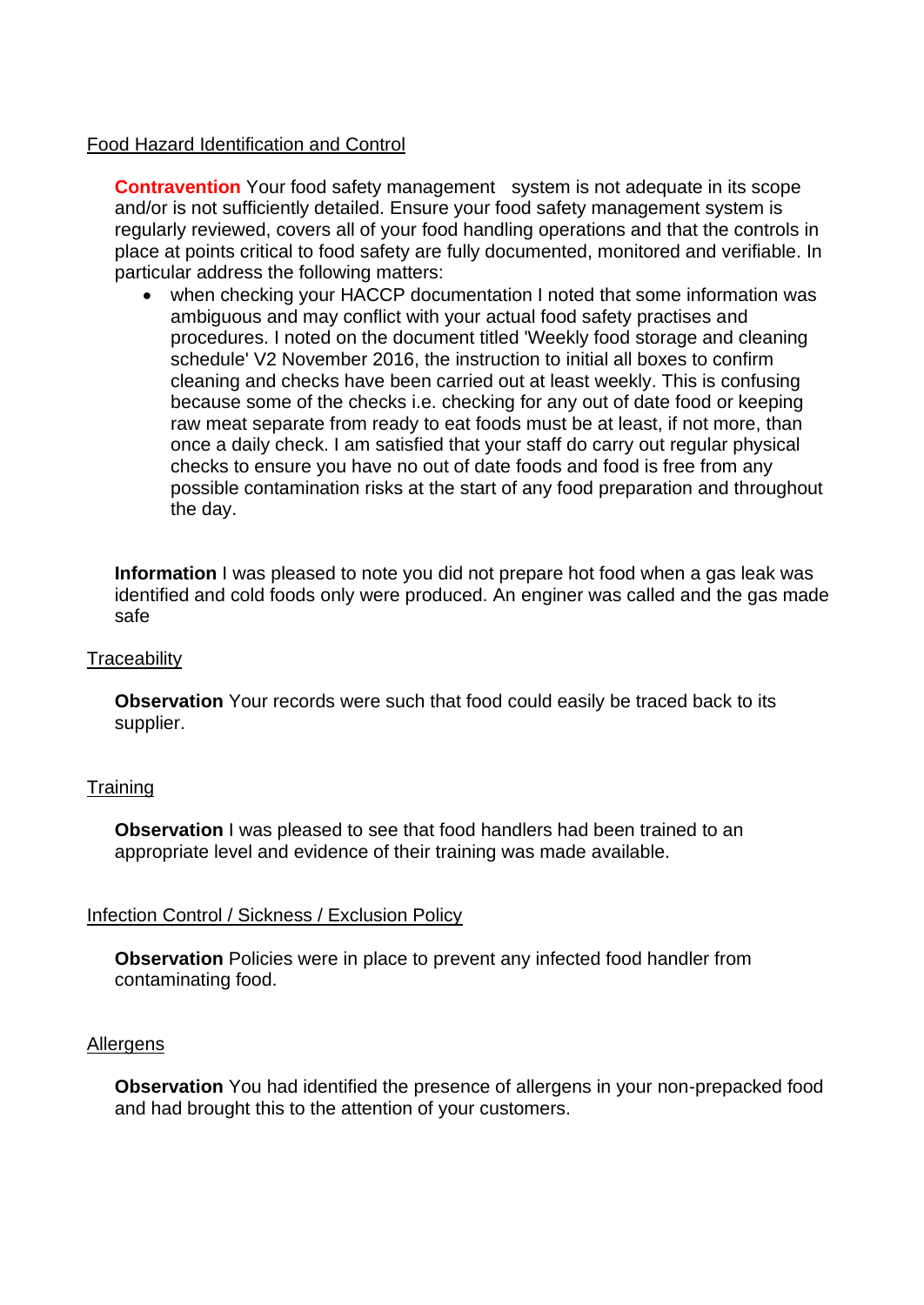Food Hazard Identification and Control

**Contravention** Your food safety management system is not adequate in its scope and/or is not sufficiently detailed. Ensure your food safety management system is regularly reviewed, covers all of your food handling operations and that the controls in place at points critical to food safety are fully documented, monitored and verifiable. In particular address the following matters:

- when checking your HACCP documentation I noted that some information was ambiguous and may conflict with your actual food safety practises and procedures. I noted on the document titled 'Weekly food storage and cleaning schedule' V2 November 2016, the instruction to initial all boxes to confirm cleaning and checks have been carried out at least weekly. This is confusing because some of the checks i.e. checking for any out of date food or keeping raw meat separate from ready to eat foods must be at least, if not more, than once a daily check. I am satisfied that your staff do carry out regular physical checks to ensure you have no out of date foods and food is free from any possible contamination risks at the start of any food preparation and throughout the day.

**Information** I was pleased to note you did not prepare hot food when a gas leak was identified and cold foods only were produced. An enginer was called and the gas made safe

Traceability

**Observation** Your records were such that food could easily be traced back to its supplier.

Training

**Observation** I was pleased to see that food handlers had been trained to an appropriate level and evidence of their training was made available.

Infection Control / Sickness / Exclusion Policy

**Observation** Policies were in place to prevent any infected food handler from contaminating food.

Allergens

**Observation** You had identified the presence of allergens in your non-prepacked food and had brought this to the attention of your customers.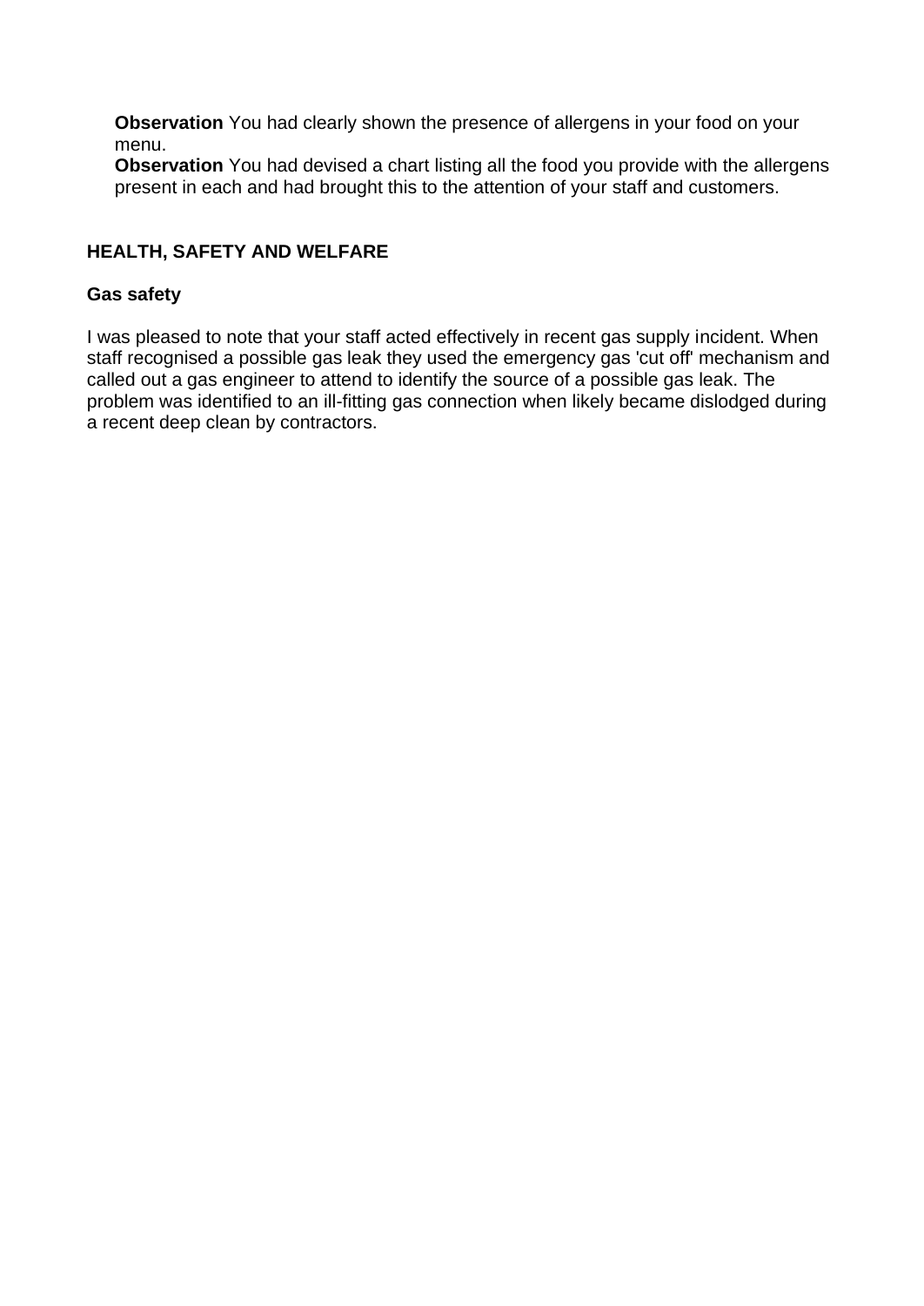**Observation** You had clearly shown the presence of allergens in your food on your menu.
**Observation** You had devised a chart listing all the food you provide with the allergens present in each and had brought this to the attention of your staff and customers.

## HEALTH, SAFETY AND WELFARE

### Gas safety

I was pleased to note that your staff acted effectively in recent gas supply incident. When staff recognised a possible gas leak they used the emergency gas 'cut off' mechanism and called out a gas engineer to attend to identify the source of a possible gas leak. The problem was identified to an ill-fitting gas connection when likely became dislodged during a recent deep clean by contractors.